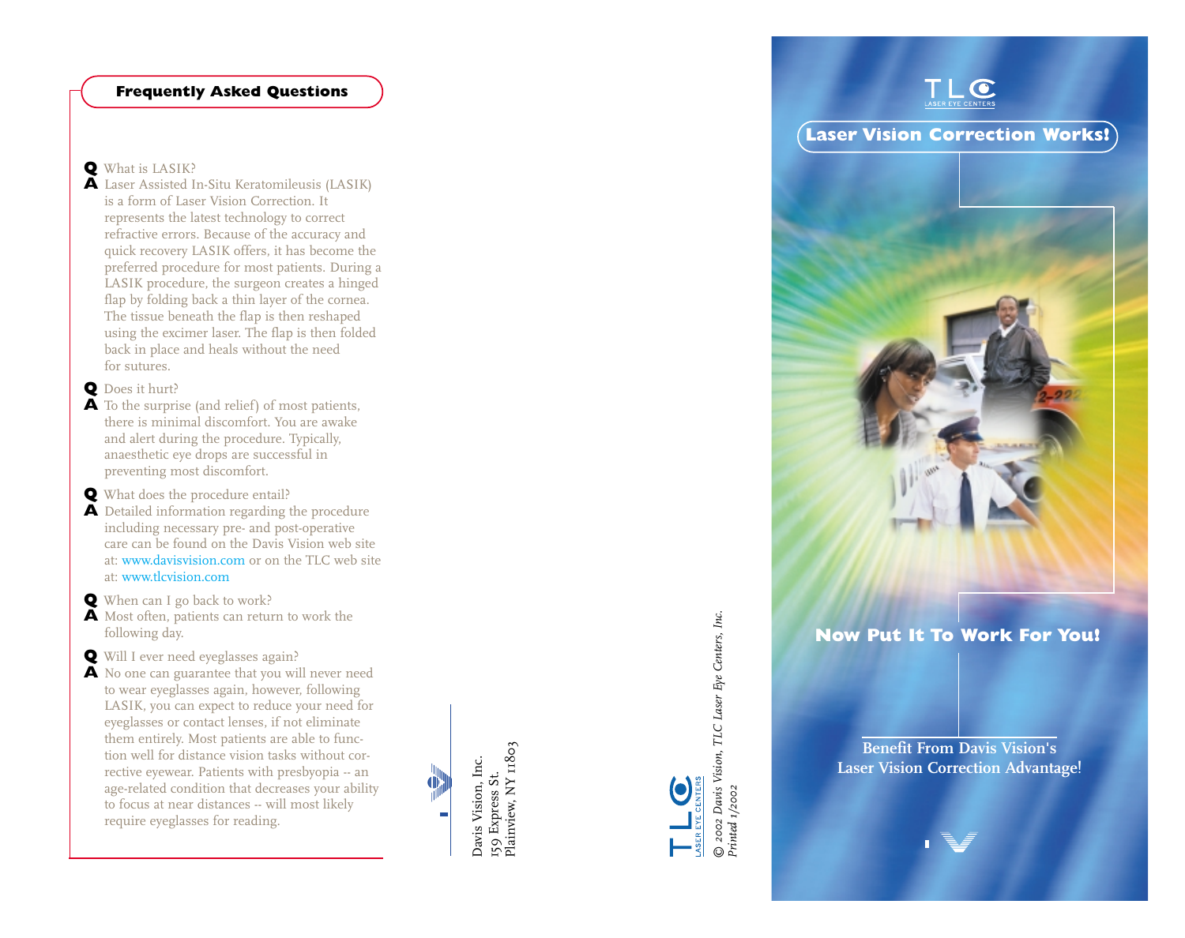## Frequently Asked Questions

**Q** What is LASIK?

**A** Laser Assisted In-Situ Keratomileusis (LASIK) is a form of Laser Vision Correction. It represents the latest technology to correct refractive errors. Because of the accuracy and quick recovery LASIK offers, it has become the preferred procedure for most patients. During a LASIK procedure, the surgeon creates a hinged flap by folding back a thin layer of the cornea. The tissue beneath the flap is then reshaped using the excimer laser. The flap is then folded back in place and heals without the need for sutures.

**Q** Does it hurt?

**A** To the surprise (and relief) of most patients, there is minimal discomfort. You are awake and alert during the procedure. Typically, anaesthetic eye drops are successful in preventing most discomfort.

**Q** What does the procedure entail?

**A** Detailed information regarding the procedure including necessary pre- and post-operative care can be found on the Davis Vision web site at: www.davisvision.com or on the TLC web site at: www.tlcvision.com

**Q** When can I go back to work?

**A** Most often, patients can return to work the following day.

**Q** Will I ever need eyeglasses again?

**A** No one can guarantee that you will never need to wear eyeglasses again, however, following LASIK, you can expect to reduce your need for eyeglasses or contact lenses, if not eliminate them entirely. Most patients are able to function well for distance vision tasks without corrective eyewear. Patients with presbyopia -- an age-related condition that decreases your ability to focus at near distances -- will most likely require eyeglasses for reading.

Davis Vision, Inc.
159 Express St.
Plainview, NY 11803

TLC LASER EYE CENTERS

*© 2002 Davis Vision, TLC Laser Eye Centers, Inc.*
*Printed 1/2002*

TLC LASER EYE CENTERS

# Laser Vision Correction Works!

## Now Put It To Work For You!

**Benefit From Davis Vision's Laser Vision Correction Advantage!**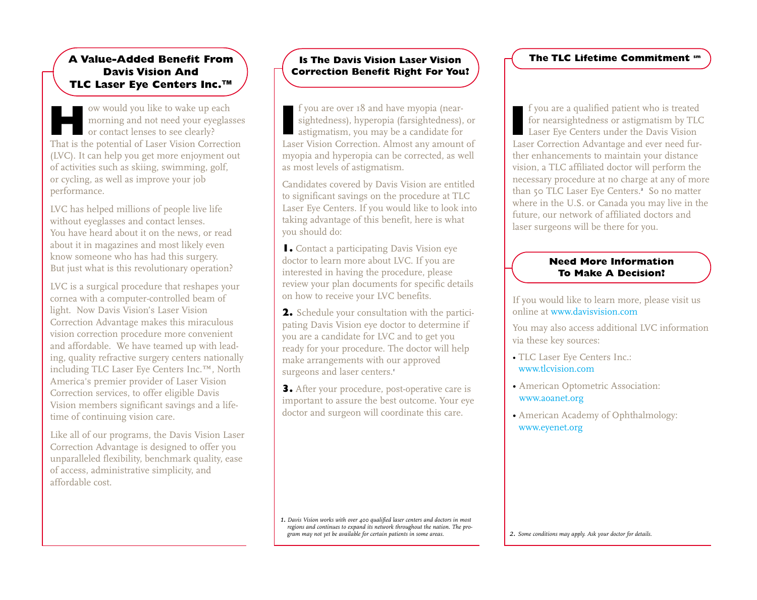## A Value-Added Benefit From Davis Vision And TLC Laser Eye Centers Inc.™

How would you like to wake up each morning and not need your eyeglasses or contact lenses to see clearly? That is the potential of Laser Vision Correction (LVC). It can help you get more enjoyment out of activities such as skiing, swimming, golf, or cycling, as well as improve your job performance.

LVC has helped millions of people live life without eyeglasses and contact lenses. You have heard about it on the news, or read about it in magazines and most likely even know someone who has had this surgery. But just what is this revolutionary operation?

LVC is a surgical procedure that reshapes your cornea with a computer-controlled beam of light. Now Davis Vision's Laser Vision Correction Advantage makes this miraculous vision correction procedure more convenient and affordable. We have teamed up with leading, quality refractive surgery centers nationally including TLC Laser Eye Centers Inc.™, North America's premier provider of Laser Vision Correction services, to offer eligible Davis Vision members significant savings and a lifetime of continuing vision care.

Like all of our programs, the Davis Vision Laser Correction Advantage is designed to offer you unparalleled flexibility, benchmark quality, ease of access, administrative simplicity, and affordable cost.

## Is The Davis Vision Laser Vision Correction Benefit Right For You?

If you are over 18 and have myopia (nearsightedness), hyperopia (farsightedness), or astigmatism, you may be a candidate for Laser Vision Correction. Almost any amount of myopia and hyperopia can be corrected, as well as most levels of astigmatism.

Candidates covered by Davis Vision are entitled to significant savings on the procedure at TLC Laser Eye Centers. If you would like to look into taking advantage of this benefit, here is what you should do:

**1.** Contact a participating Davis Vision eye doctor to learn more about LVC. If you are interested in having the procedure, please review your plan documents for specific details on how to receive your LVC benefits.

**2.** Schedule your consultation with the participating Davis Vision eye doctor to determine if you are a candidate for LVC and to get you ready for your procedure. The doctor will help make arrangements with our approved surgeons and laser centers.[1]

**3.** After your procedure, post-operative care is important to assure the best outcome. Your eye doctor and surgeon will coordinate this care.

*1. Davis Vision works with over 400 qualified laser centers and doctors in most regions and continues to expand its network throughout the nation. The program may not yet be available for certain patients in some areas.*

## The TLC Lifetime Commitment ℠

If you are a qualified patient who is treated for nearsightedness or astigmatism by TLC Laser Eye Centers under the Davis Vision Laser Correction Advantage and ever need further enhancements to maintain your distance vision, a TLC affiliated doctor will perform the necessary procedure at no charge at any of more than 50 TLC Laser Eye Centers.[2] So no matter where in the U.S. or Canada you may live in the future, our network of affiliated doctors and laser surgeons will be there for you.

## Need More Information To Make A Decision?

If you would like to learn more, please visit us online at www.davisvision.com

You may also access additional LVC information via these key sources:

- TLC Laser Eye Centers Inc.: www.tlcvision.com
- American Optometric Association: www.aoanet.org
- American Academy of Ophthalmology: www.eyenet.org

*2. Some conditions may apply. Ask your doctor for details.*